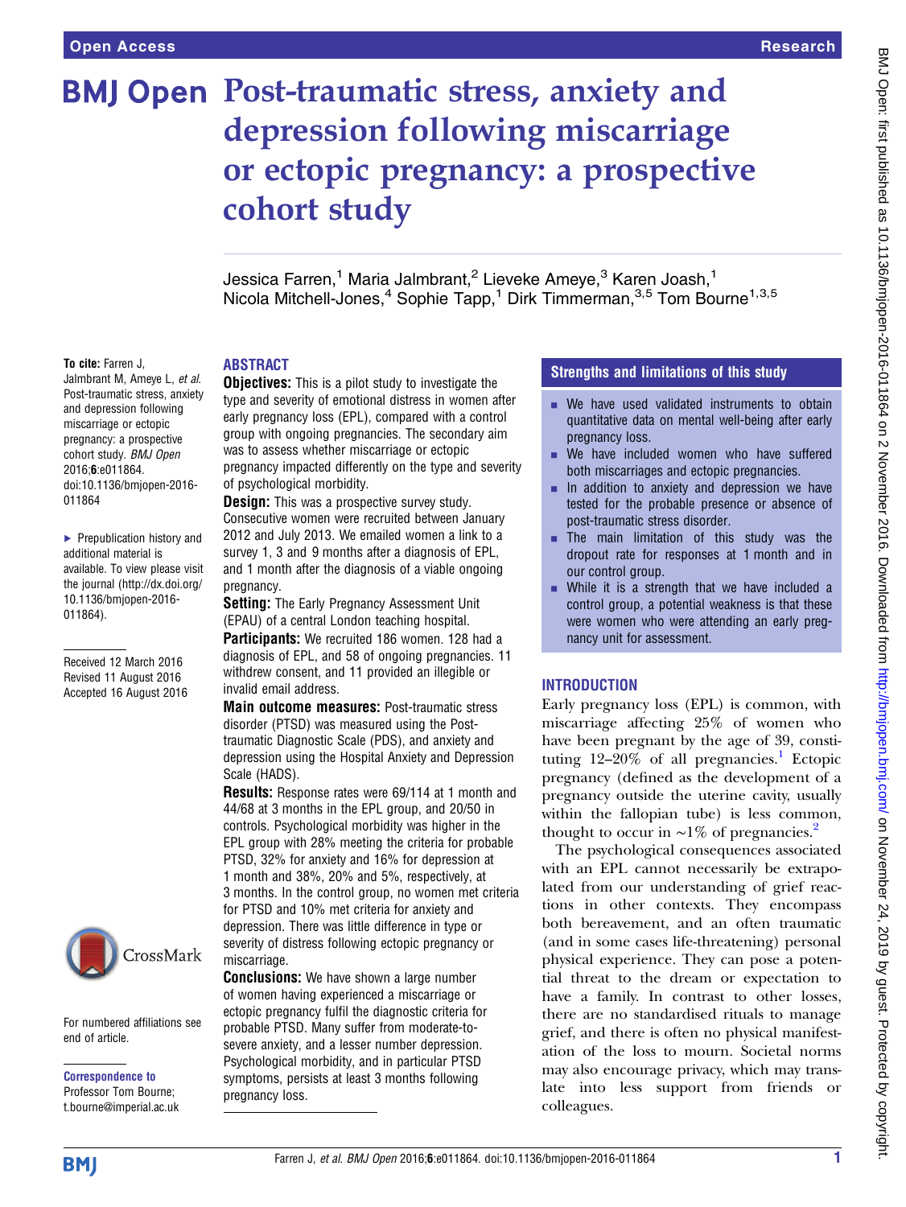Open Access | Research

# Post-traumatic stress, anxiety and depression following miscarriage or ectopic pregnancy: a prospective cohort study

Jessica Farren,[1] Maria Jalmbrant,[2] Lieveke Ameye,[3] Karen Joash,[1] Nicola Mitchell-Jones,[4] Sophie Tapp,[1] Dirk Timmerman,[3,5] Tom Bourne[1,3,5]

**To cite:** Farren J, Jalmbrant M, Ameye L, *et al*. Post-traumatic stress, anxiety and depression following miscarriage or ectopic pregnancy: a prospective cohort study. *BMJ Open* 2016;**6**:e011864. doi:10.1136/bmjopen-2016-011864

▸ Prepublication history and additional material is available. To view please visit the journal (http://dx.doi.org/10.1136/bmjopen-2016-011864).

Received 12 March 2016
Revised 11 August 2016
Accepted 16 August 2016

For numbered affiliations see end of article.

**Correspondence to**
Professor Tom Bourne; t.bourne@imperial.ac.uk

## ABSTRACT

**Objectives:** This is a pilot study to investigate the type and severity of emotional distress in women after early pregnancy loss (EPL), compared with a control group with ongoing pregnancies. The secondary aim was to assess whether miscarriage or ectopic pregnancy impacted differently on the type and severity of psychological morbidity.

**Design:** This was a prospective survey study. Consecutive women were recruited between January 2012 and July 2013. We emailed women a link to a survey 1, 3 and 9 months after a diagnosis of EPL, and 1 month after the diagnosis of a viable ongoing pregnancy.

**Setting:** The Early Pregnancy Assessment Unit (EPAU) of a central London teaching hospital.

**Participants:** We recruited 186 women. 128 had a diagnosis of EPL, and 58 of ongoing pregnancies. 11 withdrew consent, and 11 provided an illegible or invalid email address.

**Main outcome measures:** Post-traumatic stress disorder (PTSD) was measured using the Post-traumatic Diagnostic Scale (PDS), and anxiety and depression using the Hospital Anxiety and Depression Scale (HADS).

**Results:** Response rates were 69/114 at 1 month and 44/68 at 3 months in the EPL group, and 20/50 in controls. Psychological morbidity was higher in the EPL group with 28% meeting the criteria for probable PTSD, 32% for anxiety and 16% for depression at 1 month and 38%, 20% and 5%, respectively, at 3 months. In the control group, no women met criteria for PTSD and 10% met criteria for anxiety and depression. There was little difference in type or severity of distress following ectopic pregnancy or miscarriage.

**Conclusions:** We have shown a large number of women having experienced a miscarriage or ectopic pregnancy fulfil the diagnostic criteria for probable PTSD. Many suffer from moderate-to-severe anxiety, and a lesser number depression. Psychological morbidity, and in particular PTSD symptoms, persists at least 3 months following pregnancy loss.

## Strengths and limitations of this study

- We have used validated instruments to obtain quantitative data on mental well-being after early pregnancy loss.
- We have included women who have suffered both miscarriages and ectopic pregnancies.
- In addition to anxiety and depression we have tested for the probable presence or absence of post-traumatic stress disorder.
- The main limitation of this study was the dropout rate for responses at 1 month and in our control group.
- While it is a strength that we have included a control group, a potential weakness is that these were women who were attending an early pregnancy unit for assessment.

## INTRODUCTION

Early pregnancy loss (EPL) is common, with miscarriage affecting 25% of women who have been pregnant by the age of 39, constituting 12–20% of all pregnancies.[1] Ectopic pregnancy (defined as the development of a pregnancy outside the uterine cavity, usually within the fallopian tube) is less common, thought to occur in ~1% of pregnancies.[2]

The psychological consequences associated with an EPL cannot necessarily be extrapolated from our understanding of grief reactions in other contexts. They encompass both bereavement, and an often traumatic (and in some cases life-threatening) personal physical experience. They can pose a potential threat to the dream or expectation to have a family. In contrast to other losses, there are no standardised rituals to manage grief, and there is often no physical manifestation of the loss to mourn. Societal norms may also encourage privacy, which may translate into less support from friends or colleagues.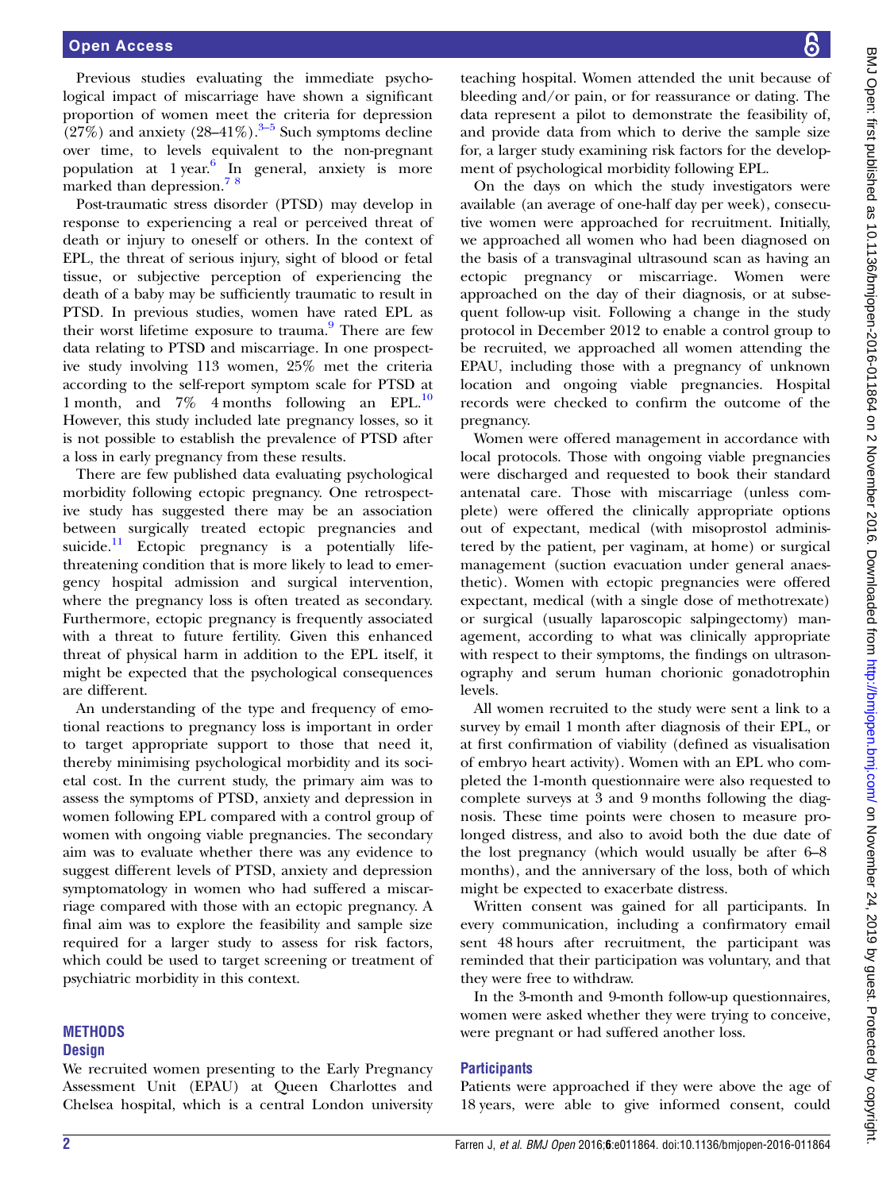Previous studies evaluating the immediate psychological impact of miscarriage have shown a significant proportion of women meet the criteria for depression (27%) and anxiety (28–41%).[3–5] Such symptoms decline over time, to levels equivalent to the non-pregnant population at 1 year.[6] In general, anxiety is more marked than depression.[7 8]

Post-traumatic stress disorder (PTSD) may develop in response to experiencing a real or perceived threat of death or injury to oneself or others. In the context of EPL, the threat of serious injury, sight of blood or fetal tissue, or subjective perception of experiencing the death of a baby may be sufficiently traumatic to result in PTSD. In previous studies, women have rated EPL as their worst lifetime exposure to trauma.[9] There are few data relating to PTSD and miscarriage. In one prospective study involving 113 women, 25% met the criteria according to the self-report symptom scale for PTSD at 1 month, and 7% 4 months following an EPL.[10] However, this study included late pregnancy losses, so it is not possible to establish the prevalence of PTSD after a loss in early pregnancy from these results.

There are few published data evaluating psychological morbidity following ectopic pregnancy. One retrospective study has suggested there may be an association between surgically treated ectopic pregnancies and suicide.[11] Ectopic pregnancy is a potentially life-threatening condition that is more likely to lead to emergency hospital admission and surgical intervention, where the pregnancy loss is often treated as secondary. Furthermore, ectopic pregnancy is frequently associated with a threat to future fertility. Given this enhanced threat of physical harm in addition to the EPL itself, it might be expected that the psychological consequences are different.

An understanding of the type and frequency of emotional reactions to pregnancy loss is important in order to target appropriate support to those that need it, thereby minimising psychological morbidity and its societal cost. In the current study, the primary aim was to assess the symptoms of PTSD, anxiety and depression in women following EPL compared with a control group of women with ongoing viable pregnancies. The secondary aim was to evaluate whether there was any evidence to suggest different levels of PTSD, anxiety and depression symptomatology in women who had suffered a miscarriage compared with those with an ectopic pregnancy. A final aim was to explore the feasibility and sample size required for a larger study to assess for risk factors, which could be used to target screening or treatment of psychiatric morbidity in this context.

## METHODS

### Design

We recruited women presenting to the Early Pregnancy Assessment Unit (EPAU) at Queen Charlottes and Chelsea hospital, which is a central London university teaching hospital. Women attended the unit because of bleeding and/or pain, or for reassurance or dating. The data represent a pilot to demonstrate the feasibility of, and provide data from which to derive the sample size for, a larger study examining risk factors for the development of psychological morbidity following EPL.

On the days on which the study investigators were available (an average of one-half day per week), consecutive women were approached for recruitment. Initially, we approached all women who had been diagnosed on the basis of a transvaginal ultrasound scan as having an ectopic pregnancy or miscarriage. Women were approached on the day of their diagnosis, or at subsequent follow-up visit. Following a change in the study protocol in December 2012 to enable a control group to be recruited, we approached all women attending the EPAU, including those with a pregnancy of unknown location and ongoing viable pregnancies. Hospital records were checked to confirm the outcome of the pregnancy.

Women were offered management in accordance with local protocols. Those with ongoing viable pregnancies were discharged and requested to book their standard antenatal care. Those with miscarriage (unless complete) were offered the clinically appropriate options out of expectant, medical (with misoprostol administered by the patient, per vaginam, at home) or surgical management (suction evacuation under general anaesthetic). Women with ectopic pregnancies were offered expectant, medical (with a single dose of methotrexate) or surgical (usually laparoscopic salpingectomy) management, according to what was clinically appropriate with respect to their symptoms, the findings on ultrasonography and serum human chorionic gonadotrophin levels.

All women recruited to the study were sent a link to a survey by email 1 month after diagnosis of their EPL, or at first confirmation of viability (defined as visualisation of embryo heart activity). Women with an EPL who completed the 1-month questionnaire were also requested to complete surveys at 3 and 9 months following the diagnosis. These time points were chosen to measure prolonged distress, and also to avoid both the due date of the lost pregnancy (which would usually be after 6–8 months), and the anniversary of the loss, both of which might be expected to exacerbate distress.

Written consent was gained for all participants. In every communication, including a confirmatory email sent 48 hours after recruitment, the participant was reminded that their participation was voluntary, and that they were free to withdraw.

In the 3-month and 9-month follow-up questionnaires, women were asked whether they were trying to conceive, were pregnant or had suffered another loss.

### Participants

Patients were approached if they were above the age of 18 years, were able to give informed consent, could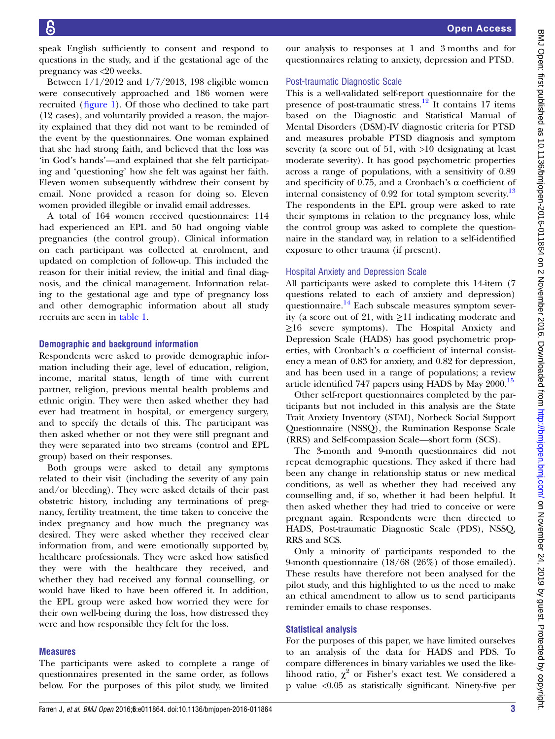speak English sufficiently to consent and respond to questions in the study, and if the gestational age of the pregnancy was <20 weeks.

Between 1/1/2012 and 1/7/2013, 198 eligible women were consecutively approached and 186 women were recruited (figure 1). Of those who declined to take part (12 cases), and voluntarily provided a reason, the majority explained that they did not want to be reminded of the event by the questionnaires. One woman explained that she had strong faith, and believed that the loss was 'in God's hands'—and explained that she felt participating and 'questioning' how she felt was against her faith. Eleven women subsequently withdrew their consent by email. None provided a reason for doing so. Eleven women provided illegible or invalid email addresses.

A total of 164 women received questionnaires: 114 had experienced an EPL and 50 had ongoing viable pregnancies (the control group). Clinical information on each participant was collected at enrolment, and updated on completion of follow-up. This included the reason for their initial review, the initial and final diagnosis, and the clinical management. Information relating to the gestational age and type of pregnancy loss and other demographic information about all study recruits are seen in table 1.

### Demographic and background information

Respondents were asked to provide demographic information including their age, level of education, religion, income, marital status, length of time with current partner, religion, previous mental health problems and ethnic origin. They were then asked whether they had ever had treatment in hospital, or emergency surgery, and to specify the details of this. The participant was then asked whether or not they were still pregnant and they were separated into two streams (control and EPL group) based on their responses.

Both groups were asked to detail any symptoms related to their visit (including the severity of any pain and/or bleeding). They were asked details of their past obstetric history, including any terminations of pregnancy, fertility treatment, the time taken to conceive the index pregnancy and how much the pregnancy was desired. They were asked whether they received clear information from, and were emotionally supported by, healthcare professionals. They were asked how satisfied they were with the healthcare they received, and whether they had received any formal counselling, or would have liked to have been offered it. In addition, the EPL group were asked how worried they were for their own well-being during the loss, how distressed they were and how responsible they felt for the loss.

### Measures

The participants were asked to complete a range of questionnaires presented in the same order, as follows below. For the purposes of this pilot study, we limited our analysis to responses at 1 and 3 months and for questionnaires relating to anxiety, depression and PTSD.

#### Post-traumatic Diagnostic Scale

This is a well-validated self-report questionnaire for the presence of post-traumatic stress.[12] It contains 17 items based on the Diagnostic and Statistical Manual of Mental Disorders (DSM)-IV diagnostic criteria for PTSD and measures probable PTSD diagnosis and symptom severity (a score out of 51, with >10 designating at least moderate severity). It has good psychometric properties across a range of populations, with a sensitivity of 0.89 and specificity of 0.75, and a Cronbach's α coefficient of internal consistency of 0.92 for total symptom severity.[13] The respondents in the EPL group were asked to rate their symptoms in relation to the pregnancy loss, while the control group was asked to complete the questionnaire in the standard way, in relation to a self-identified exposure to other trauma (if present).

#### Hospital Anxiety and Depression Scale

All participants were asked to complete this 14-item (7 questions related to each of anxiety and depression) questionnaire.[14] Each subscale measures symptom severity (a score out of 21, with ≥11 indicating moderate and ≥16 severe symptoms). The Hospital Anxiety and Depression Scale (HADS) has good psychometric properties, with Cronbach's α coefficient of internal consistency a mean of 0.83 for anxiety, and 0.82 for depression, and has been used in a range of populations; a review article identified 747 papers using HADS by May 2000.[15]

Other self-report questionnaires completed by the participants but not included in this analysis are the State Trait Anxiety Inventory (STAI), Norbeck Social Support Questionnaire (NSSQ), the Rumination Response Scale (RRS) and Self-compassion Scale—short form (SCS).

The 3-month and 9-month questionnaires did not repeat demographic questions. They asked if there had been any change in relationship status or new medical conditions, as well as whether they had received any counselling and, if so, whether it had been helpful. It then asked whether they had tried to conceive or were pregnant again. Respondents were then directed to HADS, Post-traumatic Diagnostic Scale (PDS), NSSQ, RRS and SCS.

Only a minority of participants responded to the 9-month questionnaire (18/68 (26%) of those emailed). These results have therefore not been analysed for the pilot study, and this highlighted to us the need to make an ethical amendment to allow us to send participants reminder emails to chase responses.

### Statistical analysis

For the purposes of this paper, we have limited ourselves to an analysis of the data for HADS and PDS. To compare differences in binary variables we used the likelihood ratio, $\chi^2$ or Fisher's exact test. We considered a p value <0.05 as statistically significant. Ninety-five per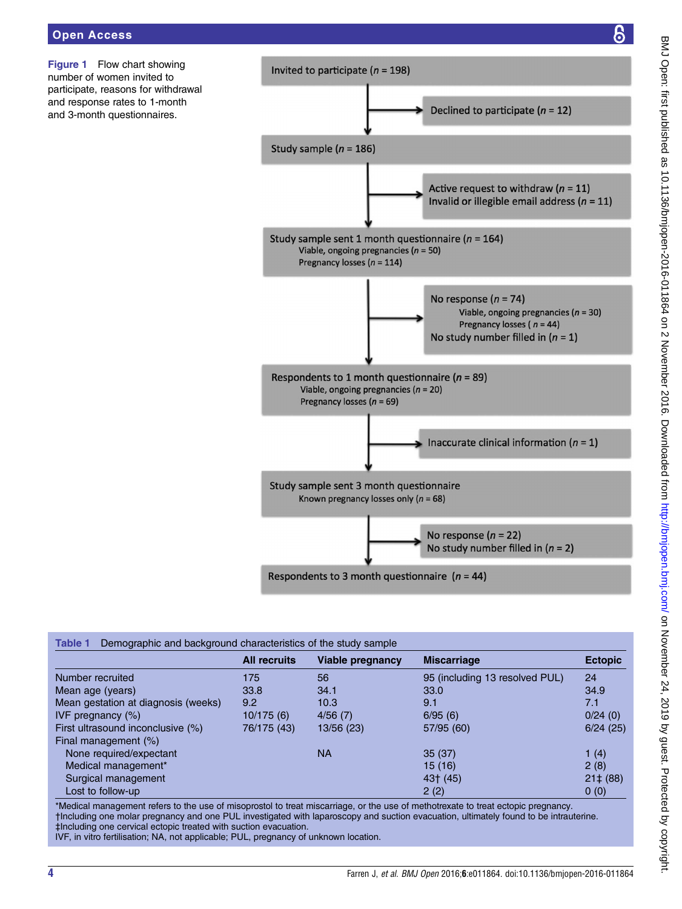**Figure 1** Flow chart showing number of women invited to participate, reasons for withdrawal and response rates to 1-month and 3-month questionnaires.

Invited to participate (*n* = 198)

→ Declined to participate (*n* = 12)

Study sample (*n* = 186)

→ Active request to withdraw (*n* = 11)
Invalid or illegible email address (*n* = 11)

Study sample sent 1 month questionnaire (*n* = 164)
Viable, ongoing pregnancies (*n* = 50)
Pregnancy losses (*n* = 114)

→ No response (*n* = 74)
Viable, ongoing pregnancies (*n* = 30)
Pregnancy losses (*n* = 44)
No study number filled in (*n* = 1)

Respondents to 1 month questionnaire (*n* = 89)
Viable, ongoing pregnancies (*n* = 20)
Pregnancy losses (*n* = 69)

→ Inaccurate clinical information (*n* = 1)

Study sample sent 3 month questionnaire
Known pregnancy losses only (*n* = 68)

→ No response (*n* = 22)
No study number filled in (*n* = 2)

Respondents to 3 month questionnaire (*n* = 44)

**Table 1** Demographic and background characteristics of the study sample

| | All recruits | Viable pregnancy | Miscarriage | Ectopic |
|---|---|---|---|---|
| Number recruited | 175 | 56 | 95 (including 13 resolved PUL) | 24 |
| Mean age (years) | 33.8 | 34.1 | 33.0 | 34.9 |
| Mean gestation at diagnosis (weeks) | 9.2 | 10.3 | 9.1 | 7.1 |
| IVF pregnancy (%) | 10/175 (6) | 4/56 (7) | 6/95 (6) | 0/24 (0) |
| First ultrasound inconclusive (%) | 76/175 (43) | 13/56 (23) | 57/95 (60) | 6/24 (25) |
| Final management (%) | | | | |
| None required/expectant | | NA | 35 (37) | 1 (4) |
| Medical management* | | | 15 (16) | 2 (8) |
| Surgical management | | | 43† (45) | 21‡ (88) |
| Lost to follow-up | | | 2 (2) | 0 (0) |

*Medical management refers to the use of misoprostol to treat miscarriage, or the use of methotrexate to treat ectopic pregnancy.
†Including one molar pregnancy and one PUL investigated with laparoscopy and suction evacuation, ultimately found to be intrauterine.
‡Including one cervical ectopic treated with suction evacuation.
IVF, in vitro fertilisation; NA, not applicable; PUL, pregnancy of unknown location.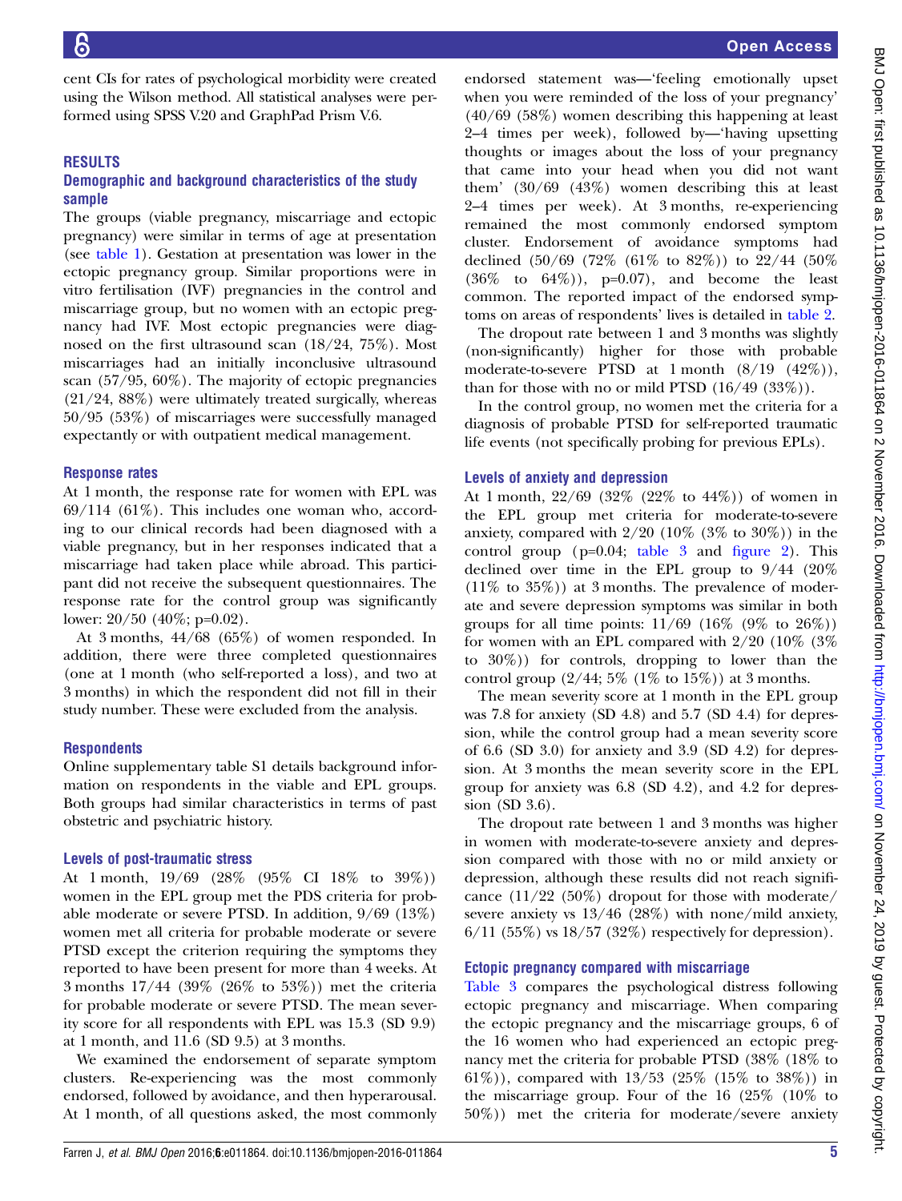cent CIs for rates of psychological morbidity were created using the Wilson method. All statistical analyses were performed using SPSS V.20 and GraphPad Prism V.6.

## RESULTS

### Demographic and background characteristics of the study sample

The groups (viable pregnancy, miscarriage and ectopic pregnancy) were similar in terms of age at presentation (see table 1). Gestation at presentation was lower in the ectopic pregnancy group. Similar proportions were in vitro fertilisation (IVF) pregnancies in the control and miscarriage group, but no women with an ectopic pregnancy had IVF. Most ectopic pregnancies were diagnosed on the first ultrasound scan (18/24, 75%). Most miscarriages had an initially inconclusive ultrasound scan (57/95, 60%). The majority of ectopic pregnancies (21/24, 88%) were ultimately treated surgically, whereas 50/95 (53%) of miscarriages were successfully managed expectantly or with outpatient medical management.

### Response rates

At 1 month, the response rate for women with EPL was 69/114 (61%). This includes one woman who, according to our clinical records had been diagnosed with a viable pregnancy, but in her responses indicated that a miscarriage had taken place while abroad. This participant did not receive the subsequent questionnaires. The response rate for the control group was significantly lower: 20/50 (40%; p=0.02).

At 3 months, 44/68 (65%) of women responded. In addition, there were three completed questionnaires (one at 1 month (who self-reported a loss), and two at 3 months) in which the respondent did not fill in their study number. These were excluded from the analysis.

### Respondents

Online supplementary table S1 details background information on respondents in the viable and EPL groups. Both groups had similar characteristics in terms of past obstetric and psychiatric history.

### Levels of post-traumatic stress

At 1 month, 19/69 (28% (95% CI 18% to 39%)) women in the EPL group met the PDS criteria for probable moderate or severe PTSD. In addition, 9/69 (13%) women met all criteria for probable moderate or severe PTSD except the criterion requiring the symptoms they reported to have been present for more than 4 weeks. At 3 months 17/44 (39% (26% to 53%)) met the criteria for probable moderate or severe PTSD. The mean severity score for all respondents with EPL was 15.3 (SD 9.9) at 1 month, and 11.6 (SD 9.5) at 3 months.

We examined the endorsement of separate symptom clusters. Re-experiencing was the most commonly endorsed, followed by avoidance, and then hyperarousal. At 1 month, of all questions asked, the most commonly endorsed statement was—'feeling emotionally upset when you were reminded of the loss of your pregnancy' (40/69 (58%) women describing this happening at least 2–4 times per week), followed by—'having upsetting thoughts or images about the loss of your pregnancy that came into your head when you did not want them' (30/69 (43%) women describing this at least 2–4 times per week). At 3 months, re-experiencing remained the most commonly endorsed symptom cluster. Endorsement of avoidance symptoms had declined (50/69 (72% (61% to 82%)) to 22/44 (50% (36% to 64%)), p=0.07), and become the least common. The reported impact of the endorsed symptoms on areas of respondents' lives is detailed in table 2.

The dropout rate between 1 and 3 months was slightly (non-significantly) higher for those with probable moderate-to-severe PTSD at 1 month (8/19 (42%)), than for those with no or mild PTSD (16/49 (33%)).

In the control group, no women met the criteria for a diagnosis of probable PTSD for self-reported traumatic life events (not specifically probing for previous EPLs).

### Levels of anxiety and depression

At 1 month, 22/69 (32% (22% to 44%)) of women in the EPL group met criteria for moderate-to-severe anxiety, compared with 2/20 (10% (3% to 30%)) in the control group (p=0.04; table 3 and figure 2). This declined over time in the EPL group to 9/44 (20% (11% to 35%)) at 3 months. The prevalence of moderate and severe depression symptoms was similar in both groups for all time points: 11/69 (16% (9% to 26%)) for women with an EPL compared with 2/20 (10% (3% to 30%)) for controls, dropping to lower than the control group (2/44; 5% (1% to 15%)) at 3 months.

The mean severity score at 1 month in the EPL group was 7.8 for anxiety (SD 4.8) and 5.7 (SD 4.4) for depression, while the control group had a mean severity score of 6.6 (SD 3.0) for anxiety and 3.9 (SD 4.2) for depression. At 3 months the mean severity score in the EPL group for anxiety was 6.8 (SD 4.2), and 4.2 for depression (SD 3.6).

The dropout rate between 1 and 3 months was higher in women with moderate-to-severe anxiety and depression compared with those with no or mild anxiety or depression, although these results did not reach significance (11/22 (50%) dropout for those with moderate/severe anxiety vs 13/46 (28%) with none/mild anxiety, 6/11 (55%) vs 18/57 (32%) respectively for depression).

### Ectopic pregnancy compared with miscarriage

Table 3 compares the psychological distress following ectopic pregnancy and miscarriage. When comparing the ectopic pregnancy and the miscarriage groups, 6 of the 16 women who had experienced an ectopic pregnancy met the criteria for probable PTSD (38% (18% to 61%)), compared with 13/53 (25% (15% to 38%)) in the miscarriage group. Four of the 16 (25% (10% to 50%)) met the criteria for moderate/severe anxiety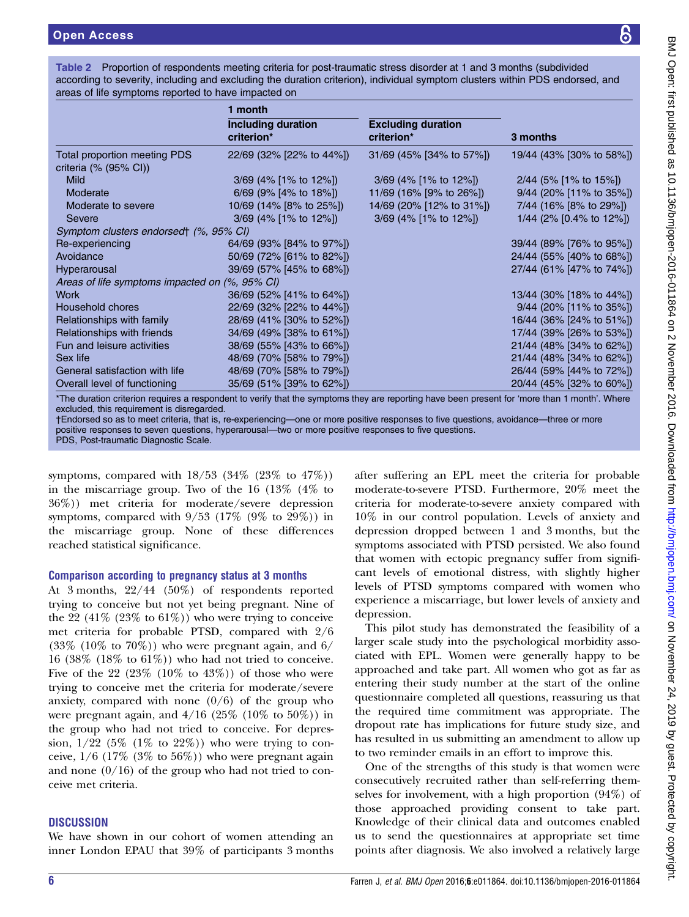**Table 2** Proportion of respondents meeting criteria for post-traumatic stress disorder at 1 and 3 months (subdivided according to severity, including and excluding the duration criterion), individual symptom clusters within PDS endorsed, and areas of life symptoms reported to have impacted on

| | 1 month | | |
|---|---|---|---|
| | Including duration criterion* | Excluding duration criterion* | 3 months |
| Total proportion meeting PDS criteria (% (95% CI)) | 22/69 (32% [22% to 44%]) | 31/69 (45% [34% to 57%]) | 19/44 (43% [30% to 58%]) |
| Mild | 3/69 (4% [1% to 12%]) | 3/69 (4% [1% to 12%]) | 2/44 (5% [1% to 15%]) |
| Moderate | 6/69 (9% [4% to 18%]) | 11/69 (16% [9% to 26%]) | 9/44 (20% [11% to 35%]) |
| Moderate to severe | 10/69 (14% [8% to 25%]) | 14/69 (20% [12% to 31%]) | 7/44 (16% [8% to 29%]) |
| Severe | 3/69 (4% [1% to 12%]) | 3/69 (4% [1% to 12%]) | 1/44 (2% [0.4% to 12%]) |
| *Symptom clusters endorsed† (%, 95% CI)* | | | |
| Re-experiencing | 64/69 (93% [84% to 97%]) | | 39/44 (89% [76% to 95%]) |
| Avoidance | 50/69 (72% [61% to 82%]) | | 24/44 (55% [40% to 68%]) |
| Hyperarousal | 39/69 (57% [45% to 68%]) | | 27/44 (61% [47% to 74%]) |
| *Areas of life symptoms impacted on (%, 95% CI)* | | | |
| Work | 36/69 (52% [41% to 64%]) | | 13/44 (30% [18% to 44%]) |
| Household chores | 22/69 (32% [22% to 44%]) | | 9/44 (20% [11% to 35%]) |
| Relationships with family | 28/69 (41% [30% to 52%]) | | 16/44 (36% [24% to 51%]) |
| Relationships with friends | 34/69 (49% [38% to 61%]) | | 17/44 (39% [26% to 53%]) |
| Fun and leisure activities | 38/69 (55% [43% to 66%]) | | 21/44 (48% [34% to 62%]) |
| Sex life | 48/69 (70% [58% to 79%]) | | 21/44 (48% [34% to 62%]) |
| General satisfaction with life | 48/69 (70% [58% to 79%]) | | 26/44 (59% [44% to 72%]) |
| Overall level of functioning | 35/69 (51% [39% to 62%]) | | 20/44 (45% [32% to 60%]) |

*The duration criterion requires a respondent to verify that the symptoms they are reporting have been present for 'more than 1 month'. Where excluded, this requirement is disregarded.
†Endorsed so as to meet criteria, that is, re-experiencing—one or more positive responses to five questions, avoidance—three or more positive responses to seven questions, hyperarousal—two or more positive responses to five questions.
PDS, Post-traumatic Diagnostic Scale.

symptoms, compared with 18/53 (34% (23% to 47%)) in the miscarriage group. Two of the 16 (13% (4% to 36%)) met criteria for moderate/severe depression symptoms, compared with 9/53 (17% (9% to 29%)) in the miscarriage group. None of these differences reached statistical significance.

### Comparison according to pregnancy status at 3 months

At 3 months, 22/44 (50%) of respondents reported trying to conceive but not yet being pregnant. Nine of the 22 (41% (23% to 61%)) who were trying to conceive met criteria for probable PTSD, compared with 2/6 (33% (10% to 70%)) who were pregnant again, and 6/16 (38% (18% to 61%)) who had not tried to conceive. Five of the 22 (23% (10% to 43%)) of those who were trying to conceive met the criteria for moderate/severe anxiety, compared with none (0/6) of the group who were pregnant again, and 4/16 (25% (10% to 50%)) in the group who had not tried to conceive. For depression, 1/22 (5% (1% to 22%)) who were trying to conceive, 1/6 (17% (3% to 56%)) who were pregnant again and none (0/16) of the group who had not tried to conceive met criteria.

## DISCUSSION

We have shown in our cohort of women attending an inner London EPAU that 39% of participants 3 months after suffering an EPL meet the criteria for probable moderate-to-severe PTSD. Furthermore, 20% meet the criteria for moderate-to-severe anxiety compared with 10% in our control population. Levels of anxiety and depression dropped between 1 and 3 months, but the symptoms associated with PTSD persisted. We also found that women with ectopic pregnancy suffer from significant levels of emotional distress, with slightly higher levels of PTSD symptoms compared with women who experience a miscarriage, but lower levels of anxiety and depression.

This pilot study has demonstrated the feasibility of a larger scale study into the psychological morbidity associated with EPL. Women were generally happy to be approached and take part. All women who got as far as entering their study number at the start of the online questionnaire completed all questions, reassuring us that the required time commitment was appropriate. The dropout rate has implications for future study size, and has resulted in us submitting an amendment to allow up to two reminder emails in an effort to improve this.

One of the strengths of this study is that women were consecutively recruited rather than self-referring themselves for involvement, with a high proportion (94%) of those approached providing consent to take part. Knowledge of their clinical data and outcomes enabled us to send the questionnaires at appropriate set time points after diagnosis. We also involved a relatively large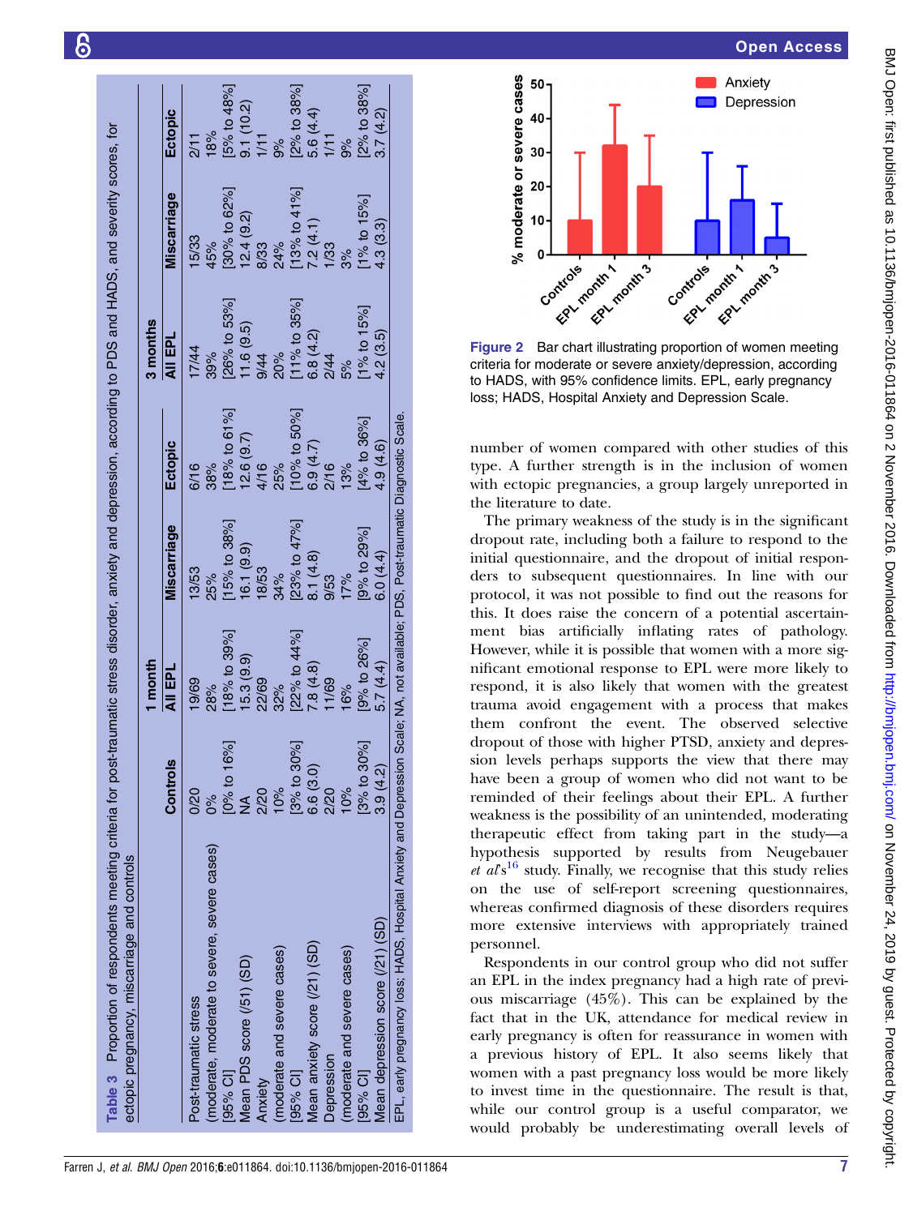**Table 3** Proportion of respondents meeting criteria for post-traumatic stress disorder, anxiety and depression, according to PDS and HADS, and severity scores, for ectopic pregnancy, miscarriage and controls

| | | 1 month | | | 3 months | | |
|---|---|---|---|---|---|---|---|
| | Controls | All EPL | Miscarriage | Ectopic | All EPL | Miscarriage | Ectopic |
| Post-traumatic stress (moderate, moderate to severe, severe cases) | 0/20<br>0% | 19/69<br>28% | 13/53<br>25% | 6/16<br>38% | 17/44<br>39% | 15/33<br>45% | 2/11<br>18% |
| [95% CI] | [0% to 16%] | [18% to 39%] | [15% to 38%] | [18% to 61%] | [26% to 53%] | [30% to 62%] | [5% to 48%] |
| Mean PDS score (/51) (SD) | NA | 15.3 (9.9) | 16.1 (9.9) | 12.6 (9.7) | 11.6 (9.5) | 12.4 (9.2) | 9.1 (10.2) |
| Anxiety (moderate and severe cases) | 2/20<br>10% | 22/69<br>32% | 18/53<br>34% | 4/16<br>25% | 9/44<br>20% | 8/33<br>24% | 1/11<br>9% |
| [95% CI] | [3% to 30%] | [22% to 44%] | [23% to 47%] | [10% to 50%] | [11% to 35%] | [13% to 41%] | [2% to 38%] |
| Mean anxiety score (/21) (SD) | 6.6 (3.0) | 7.8 (4.8) | 8.1 (4.8) | 6.9 (4.7) | 6.8 (4.2) | 7.2 (4.1) | 5.6 (4.4) |
| Depression (moderate and severe cases) | 2/20<br>10% | 11/69<br>16% | 9/53<br>17% | 2/16<br>13% | 2/44<br>5% | 1/33<br>3% | 1/11<br>9% |
| [95% CI] | [3% to 30%] | [9% to 26%] | [9% to 29%] | [4% to 36%] | [1% to 15%] | [1% to 15%] | [2% to 38%] |
| Mean depression score (/21) (SD) | 3.9 (4.2) | 5.7 (4.4) | 6.0 (4.4) | 4.9 (4.6) | 4.2 (3.5) | 4.3 (3.3) | 3.7 (4.2) |

EPL, early pregnancy loss; HADS, Hospital Anxiety and Depression Scale; NA, not available; PDS, Post-traumatic Diagnostic Scale.

**Figure 2** Bar chart illustrating proportion of women meeting criteria for moderate or severe anxiety/depression, according to HADS, with 95% confidence limits. EPL, early pregnancy loss; HADS, Hospital Anxiety and Depression Scale.

number of women compared with other studies of this type. A further strength is in the inclusion of women with ectopic pregnancies, a group largely unreported in the literature to date.

The primary weakness of the study is in the significant dropout rate, including both a failure to respond to the initial questionnaire, and the dropout of initial responders to subsequent questionnaires. In line with our protocol, it was not possible to find out the reasons for this. It does raise the concern of a potential ascertainment bias artificially inflating rates of pathology. However, while it is possible that women with a more significant emotional response to EPL were more likely to respond, it is also likely that women with the greatest trauma avoid engagement with a process that makes them confront the event. The observed selective dropout of those with higher PTSD, anxiety and depression levels perhaps supports the view that there may have been a group of women who did not want to be reminded of their feelings about their EPL. A further weakness is the possibility of an unintended, moderating therapeutic effect from taking part in the study—a hypothesis supported by results from Neugebauer *et al*'s[16] study. Finally, we recognise that this study relies on the use of self-report screening questionnaires, whereas confirmed diagnosis of these disorders requires more extensive interviews with appropriately trained personnel.

Respondents in our control group who did not suffer an EPL in the index pregnancy had a high rate of previous miscarriage (45%). This can be explained by the fact that in the UK, attendance for medical review in early pregnancy is often for reassurance in women with a previous history of EPL. It also seems likely that women with a past pregnancy loss would be more likely to invest time in the questionnaire. The result is that, while our control group is a useful comparator, we would probably be underestimating overall levels of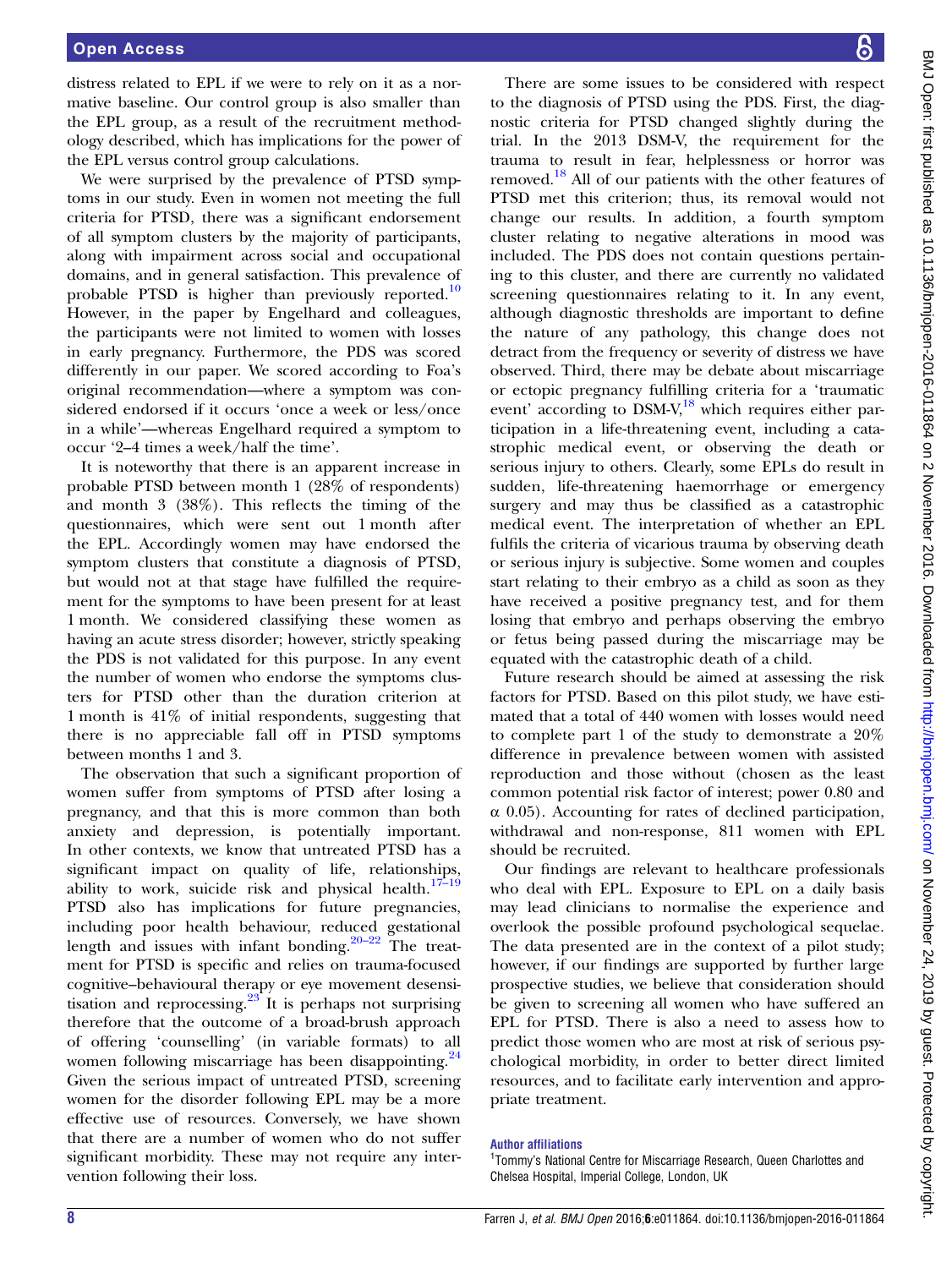distress related to EPL if we were to rely on it as a normative baseline. Our control group is also smaller than the EPL group, as a result of the recruitment methodology described, which has implications for the power of the EPL versus control group calculations.

We were surprised by the prevalence of PTSD symptoms in our study. Even in women not meeting the full criteria for PTSD, there was a significant endorsement of all symptom clusters by the majority of participants, along with impairment across social and occupational domains, and in general satisfaction. This prevalence of probable PTSD is higher than previously reported.[10] However, in the paper by Engelhard and colleagues, the participants were not limited to women with losses in early pregnancy. Furthermore, the PDS was scored differently in our paper. We scored according to Foa's original recommendation—where a symptom was considered endorsed if it occurs 'once a week or less/once in a while'—whereas Engelhard required a symptom to occur '2–4 times a week/half the time'.

It is noteworthy that there is an apparent increase in probable PTSD between month 1 (28% of respondents) and month 3 (38%). This reflects the timing of the questionnaires, which were sent out 1 month after the EPL. Accordingly women may have endorsed the symptom clusters that constitute a diagnosis of PTSD, but would not at that stage have fulfilled the requirement for the symptoms to have been present for at least 1 month. We considered classifying these women as having an acute stress disorder; however, strictly speaking the PDS is not validated for this purpose. In any event the number of women who endorse the symptoms clusters for PTSD other than the duration criterion at 1 month is 41% of initial respondents, suggesting that there is no appreciable fall off in PTSD symptoms between months 1 and 3.

The observation that such a significant proportion of women suffer from symptoms of PTSD after losing a pregnancy, and that this is more common than both anxiety and depression, is potentially important. In other contexts, we know that untreated PTSD has a significant impact on quality of life, relationships, ability to work, suicide risk and physical health.[17–19] PTSD also has implications for future pregnancies, including poor health behaviour, reduced gestational length and issues with infant bonding.[20–22] The treatment for PTSD is specific and relies on trauma-focused cognitive–behavioural therapy or eye movement desensitisation and reprocessing.[23] It is perhaps not surprising therefore that the outcome of a broad-brush approach of offering 'counselling' (in variable formats) to all women following miscarriage has been disappointing.[24] Given the serious impact of untreated PTSD, screening women for the disorder following EPL may be a more effective use of resources. Conversely, we have shown that there are a number of women who do not suffer significant morbidity. These may not require any intervention following their loss.

There are some issues to be considered with respect to the diagnosis of PTSD using the PDS. First, the diagnostic criteria for PTSD changed slightly during the trial. In the 2013 DSM-V, the requirement for the trauma to result in fear, helplessness or horror was removed.[18] All of our patients with the other features of PTSD met this criterion; thus, its removal would not change our results. In addition, a fourth symptom cluster relating to negative alterations in mood was included. The PDS does not contain questions pertaining to this cluster, and there are currently no validated screening questionnaires relating to it. In any event, although diagnostic thresholds are important to define the nature of any pathology, this change does not detract from the frequency or severity of distress we have observed. Third, there may be debate about miscarriage or ectopic pregnancy fulfilling criteria for a 'traumatic event' according to DSM-V,[18] which requires either participation in a life-threatening event, including a catastrophic medical event, or observing the death or serious injury to others. Clearly, some EPLs do result in sudden, life-threatening haemorrhage or emergency surgery and may thus be classified as a catastrophic medical event. The interpretation of whether an EPL fulfils the criteria of vicarious trauma by observing death or serious injury is subjective. Some women and couples start relating to their embryo as a child as soon as they have received a positive pregnancy test, and for them losing that embryo and perhaps observing the embryo or fetus being passed during the miscarriage may be equated with the catastrophic death of a child.

Future research should be aimed at assessing the risk factors for PTSD. Based on this pilot study, we have estimated that a total of 440 women with losses would need to complete part 1 of the study to demonstrate a 20% difference in prevalence between women with assisted reproduction and those without (chosen as the least common potential risk factor of interest; power 0.80 and $\alpha$ 0.05). Accounting for rates of declined participation, withdrawal and non-response, 811 women with EPL should be recruited.

Our findings are relevant to healthcare professionals who deal with EPL. Exposure to EPL on a daily basis may lead clinicians to normalise the experience and overlook the possible profound psychological sequelae. The data presented are in the context of a pilot study; however, if our findings are supported by further large prospective studies, we believe that consideration should be given to screening all women who have suffered an EPL for PTSD. There is also a need to assess how to predict those women who are most at risk of serious psychological morbidity, in order to better direct limited resources, and to facilitate early intervention and appropriate treatment.

**Author affiliations**

[1]Tommy's National Centre for Miscarriage Research, Queen Charlottes and Chelsea Hospital, Imperial College, London, UK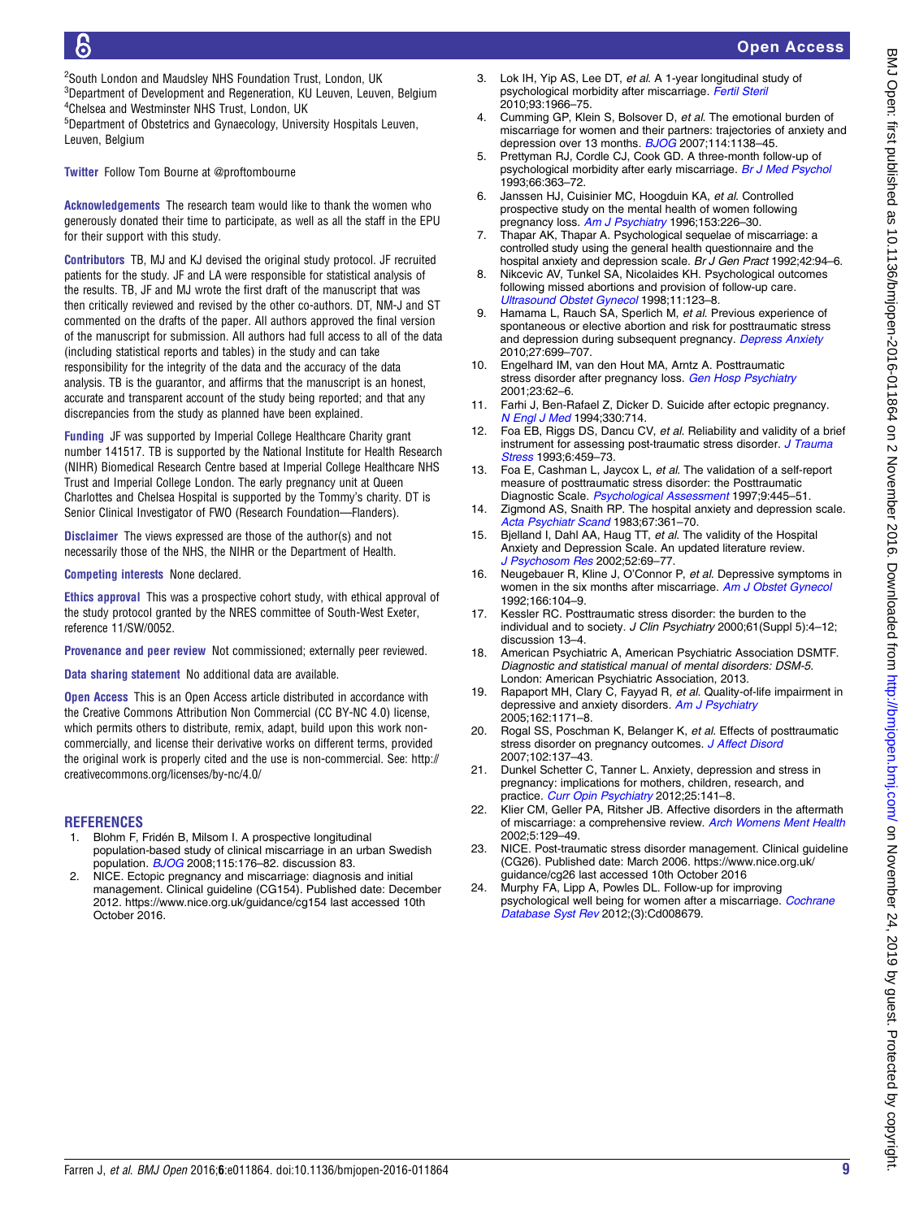[2]South London and Maudsley NHS Foundation Trust, London, UK
[3]Department of Development and Regeneration, KU Leuven, Leuven, Belgium
[4]Chelsea and Westminster NHS Trust, London, UK
[5]Department of Obstetrics and Gynaecology, University Hospitals Leuven, Leuven, Belgium

**Twitter** Follow Tom Bourne at @proftombourne

**Acknowledgements** The research team would like to thank the women who generously donated their time to participate, as well as all the staff in the EPU for their support with this study.

**Contributors** TB, MJ and KJ devised the original study protocol. JF recruited patients for the study. JF and LA were responsible for statistical analysis of the results. TB, JF and MJ wrote the first draft of the manuscript that was then critically reviewed and revised by the other co-authors. DT, NM-J and ST commented on the drafts of the paper. All authors approved the final version of the manuscript for submission. All authors had full access to all of the data (including statistical reports and tables) in the study and can take responsibility for the integrity of the data and the accuracy of the data analysis. TB is the guarantor, and affirms that the manuscript is an honest, accurate and transparent account of the study being reported; and that any discrepancies from the study as planned have been explained.

**Funding** JF was supported by Imperial College Healthcare Charity grant number 141517. TB is supported by the National Institute for Health Research (NIHR) Biomedical Research Centre based at Imperial College Healthcare NHS Trust and Imperial College London. The early pregnancy unit at Queen Charlottes and Chelsea Hospital is supported by the Tommy's charity. DT is Senior Clinical Investigator of FWO (Research Foundation—Flanders).

**Disclaimer** The views expressed are those of the author(s) and not necessarily those of the NHS, the NIHR or the Department of Health.

**Competing interests** None declared.

**Ethics approval** This was a prospective cohort study, with ethical approval of the study protocol granted by the NRES committee of South-West Exeter, reference 11/SW/0052.

**Provenance and peer review** Not commissioned; externally peer reviewed.

**Data sharing statement** No additional data are available.

**Open Access** This is an Open Access article distributed in accordance with the Creative Commons Attribution Non Commercial (CC BY-NC 4.0) license, which permits others to distribute, remix, adapt, build upon this work non-commercially, and license their derivative works on different terms, provided the original work is properly cited and the use is non-commercial. See: http://creativecommons.org/licenses/by-nc/4.0/

## REFERENCES

1. Blohm F, Fridén B, Milsom I. A prospective longitudinal population-based study of clinical miscarriage in an urban Swedish population. *BJOG* 2008;115:176–82. discussion 83.
2. NICE. Ectopic pregnancy and miscarriage: diagnosis and initial management. Clinical guideline (CG154). Published date: December 2012. https://www.nice.org.uk/guidance/cg154 last accessed 10th October 2016.
3. Lok IH, Yip AS, Lee DT, *et al*. A 1-year longitudinal study of psychological morbidity after miscarriage. *Fertil Steril* 2010;93:1966–75.
4. Cumming GP, Klein S, Bolsover D, *et al*. The emotional burden of miscarriage for women and their partners: trajectories of anxiety and depression over 13 months. *BJOG* 2007;114:1138–45.
5. Prettyman RJ, Cordle CJ, Cook GD. A three-month follow-up of psychological morbidity after early miscarriage. *Br J Med Psychol* 1993;66:363–72.
6. Janssen HJ, Cuisinier MC, Hoogduin KA, *et al*. Controlled prospective study on the mental health of women following pregnancy loss. *Am J Psychiatry* 1996;153:226–30.
7. Thapar AK, Thapar A. Psychological sequelae of miscarriage: a controlled study using the general health questionnaire and the hospital anxiety and depression scale. *Br J Gen Pract* 1992;42:94–6.
8. Nikcevic AV, Tunkel SA, Nicolaides KH. Psychological outcomes following missed abortions and provision of follow-up care. *Ultrasound Obstet Gynecol* 1998;11:123–8.
9. Hamama L, Rauch SA, Sperlich M, *et al*. Previous experience of spontaneous or elective abortion and risk for posttraumatic stress and depression during subsequent pregnancy. *Depress Anxiety* 2010;27:699–707.
10. Engelhard IM, van den Hout MA, Arntz A. Posttraumatic stress disorder after pregnancy loss. *Gen Hosp Psychiatry* 2001;23:62–6.
11. Farhi J, Ben-Rafael Z, Dicker D. Suicide after ectopic pregnancy. *N Engl J Med* 1994;330:714.
12. Foa EB, Riggs DS, Dancu CV, *et al*. Reliability and validity of a brief instrument for assessing post-traumatic stress disorder. *J Trauma Stress* 1993;6:459–73.
13. Foa E, Cashman L, Jaycox L, *et al*. The validation of a self-report measure of posttraumatic stress disorder: the Posttraumatic Diagnostic Scale. *Psychological Assessment* 1997;9:445–51.
14. Zigmond AS, Snaith RP. The hospital anxiety and depression scale. *Acta Psychiatr Scand* 1983;67:361–70.
15. Bjelland I, Dahl AA, Haug TT, *et al*. The validity of the Hospital Anxiety and Depression Scale. An updated literature review. *J Psychosom Res* 2002;52:69–77.
16. Neugebauer R, Kline J, O'Connor P, *et al*. Depressive symptoms in women in the six months after miscarriage. *Am J Obstet Gynecol* 1992;166:104–9.
17. Kessler RC. Posttraumatic stress disorder: the burden to the individual and to society. *J Clin Psychiatry* 2000;61(Suppl 5):4–12; discussion 13–4.
18. American Psychiatric A, American Psychiatric Association DSMTF. *Diagnostic and statistical manual of mental disorders: DSM-5*. London: American Psychiatric Association, 2013.
19. Rapaport MH, Clary C, Fayyad R, *et al*. Quality-of-life impairment in depressive and anxiety disorders. *Am J Psychiatry* 2005;162:1171–8.
20. Rogal SS, Poschman K, Belanger K, *et al*. Effects of posttraumatic stress disorder on pregnancy outcomes. *J Affect Disord* 2007;102:137–43.
21. Dunkel Schetter C, Tanner L. Anxiety, depression and stress in pregnancy: implications for mothers, children, research, and practice. *Curr Opin Psychiatry* 2012;25:141–8.
22. Klier CM, Geller PA, Ritsher JB. Affective disorders in the aftermath of miscarriage: a comprehensive review. *Arch Womens Ment Health* 2002;5:129–49.
23. NICE. Post-traumatic stress disorder management. Clinical guideline (CG26). Published date: March 2006. https://www.nice.org.uk/guidance/cg26 last accessed 10th October 2016
24. Murphy FA, Lipp A, Powles DL. Follow-up for improving psychological well being for women after a miscarriage. *Cochrane Database Syst Rev* 2012;(3):Cd008679.